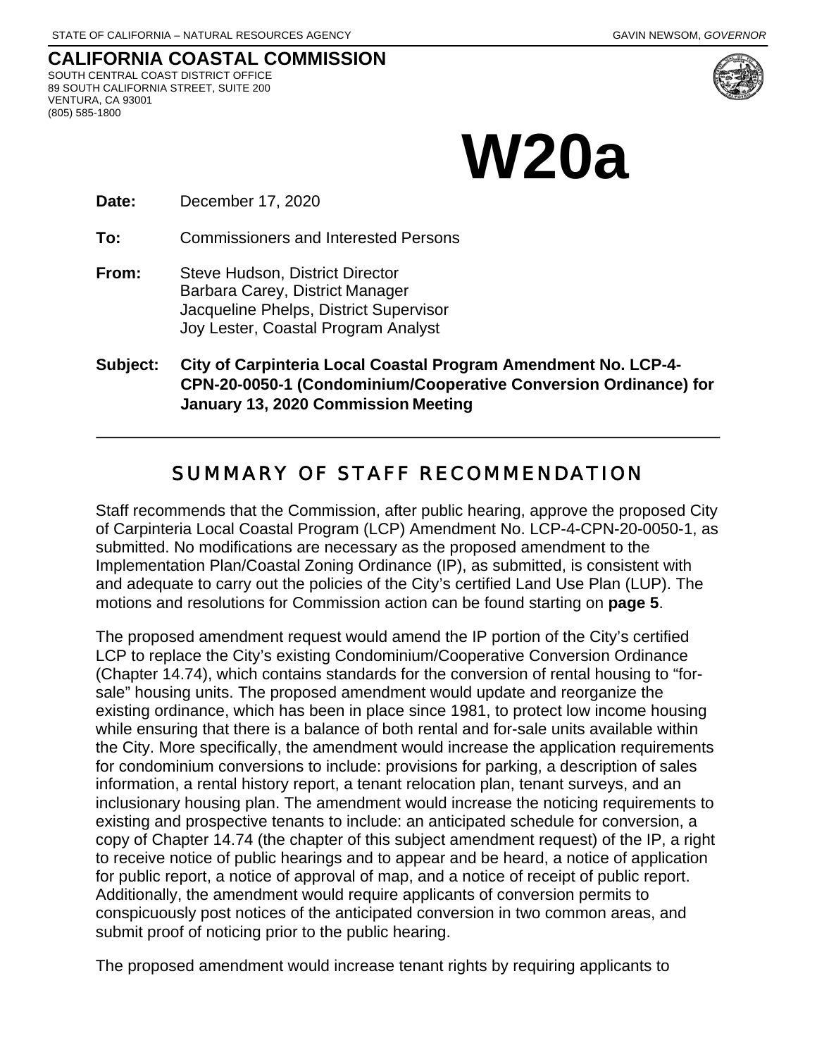STATE OF CALIFORNIA – NATURAL RESOURCES AGENCY GAVIN NEWSOM, *GOVERNOR*

**CALIFORNIA COASTAL COMMISSION**
SOUTH CENTRAL COAST DISTRICT OFFICE
89 SOUTH CALIFORNIA STREET, SUITE 200
VENTURA, CA 93001
(805) 585-1800

# W20a

**Date:** December 17, 2020

**To:** Commissioners and Interested Persons

**From:** Steve Hudson, District Director
Barbara Carey, District Manager
Jacqueline Phelps, District Supervisor
Joy Lester, Coastal Program Analyst

**Subject: City of Carpinteria Local Coastal Program Amendment No. LCP-4-CPN-20-0050-1 (Condominium/Cooperative Conversion Ordinance) for January 13, 2020 Commission Meeting**

---

## SUMMARY OF STAFF RECOMMENDATION

Staff recommends that the Commission, after public hearing, approve the proposed City of Carpinteria Local Coastal Program (LCP) Amendment No. LCP-4-CPN-20-0050-1, as submitted. No modifications are necessary as the proposed amendment to the Implementation Plan/Coastal Zoning Ordinance (IP), as submitted, is consistent with and adequate to carry out the policies of the City's certified Land Use Plan (LUP). The motions and resolutions for Commission action can be found starting on **page 5**.

The proposed amendment request would amend the IP portion of the City's certified LCP to replace the City's existing Condominium/Cooperative Conversion Ordinance (Chapter 14.74), which contains standards for the conversion of rental housing to "for-sale" housing units. The proposed amendment would update and reorganize the existing ordinance, which has been in place since 1981, to protect low income housing while ensuring that there is a balance of both rental and for-sale units available within the City. More specifically, the amendment would increase the application requirements for condominium conversions to include: provisions for parking, a description of sales information, a rental history report, a tenant relocation plan, tenant surveys, and an inclusionary housing plan. The amendment would increase the noticing requirements to existing and prospective tenants to include: an anticipated schedule for conversion, a copy of Chapter 14.74 (the chapter of this subject amendment request) of the IP, a right to receive notice of public hearings and to appear and be heard, a notice of application for public report, a notice of approval of map, and a notice of receipt of public report. Additionally, the amendment would require applicants of conversion permits to conspicuously post notices of the anticipated conversion in two common areas, and submit proof of noticing prior to the public hearing.

The proposed amendment would increase tenant rights by requiring applicants to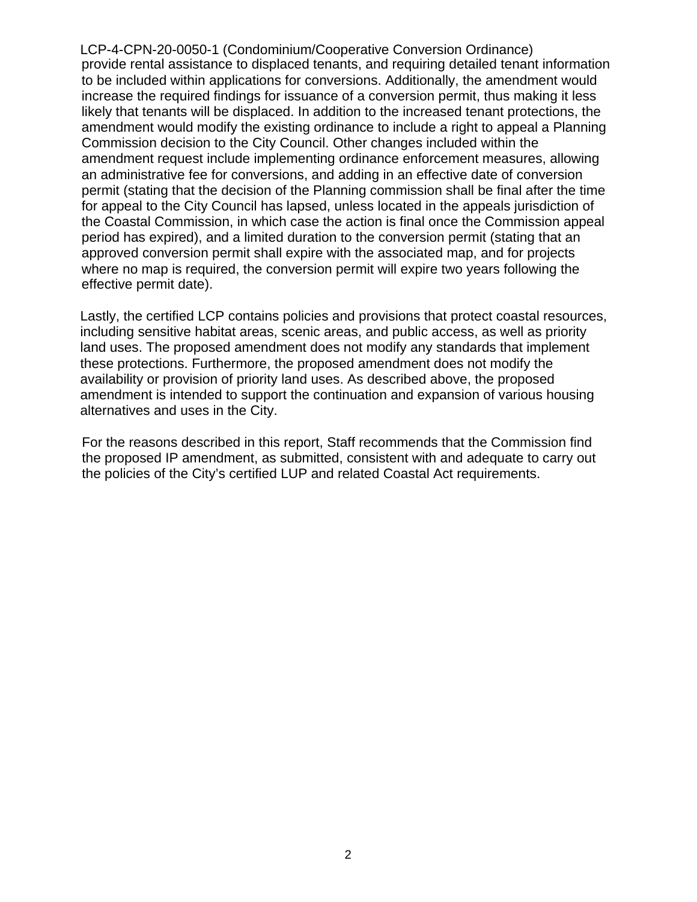provide rental assistance to displaced tenants, and requiring detailed tenant information to be included within applications for conversions. Additionally, the amendment would increase the required findings for issuance of a conversion permit, thus making it less likely that tenants will be displaced. In addition to the increased tenant protections, the amendment would modify the existing ordinance to include a right to appeal a Planning Commission decision to the City Council. Other changes included within the amendment request include implementing ordinance enforcement measures, allowing an administrative fee for conversions, and adding in an effective date of conversion permit (stating that the decision of the Planning commission shall be final after the time for appeal to the City Council has lapsed, unless located in the appeals jurisdiction of the Coastal Commission, in which case the action is final once the Commission appeal period has expired), and a limited duration to the conversion permit (stating that an approved conversion permit shall expire with the associated map, and for projects where no map is required, the conversion permit will expire two years following the effective permit date).

Lastly, the certified LCP contains policies and provisions that protect coastal resources, including sensitive habitat areas, scenic areas, and public access, as well as priority land uses. The proposed amendment does not modify any standards that implement these protections. Furthermore, the proposed amendment does not modify the availability or provision of priority land uses. As described above, the proposed amendment is intended to support the continuation and expansion of various housing alternatives and uses in the City.

For the reasons described in this report, Staff recommends that the Commission find the proposed IP amendment, as submitted, consistent with and adequate to carry out the policies of the City's certified LUP and related Coastal Act requirements.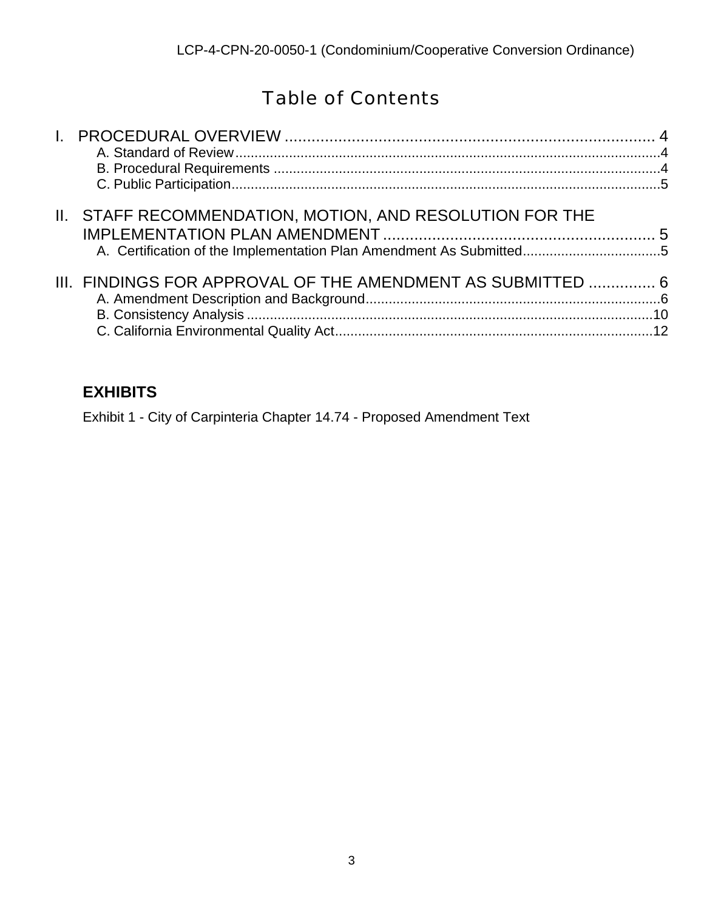# Table of Contents

I. PROCEDURAL OVERVIEW .................................................................................. 4
- A. Standard of Review..............................................................................................................4
- B. Procedural Requirements ....................................................................................................4
- C. Public Participation...............................................................................................................5

II. STAFF RECOMMENDATION, MOTION, AND RESOLUTION FOR THE IMPLEMENTATION PLAN AMENDMENT ............................................................. 5
- A. Certification of the Implementation Plan Amendment As Submitted....................................5

III. FINDINGS FOR APPROVAL OF THE AMENDMENT AS SUBMITTED ............... 6
- A. Amendment Description and Background............................................................................6
- B. Consistency Analysis .........................................................................................................10
- C. California Environmental Quality Act..................................................................................12

## EXHIBITS

Exhibit 1 - City of Carpinteria Chapter 14.74 - Proposed Amendment Text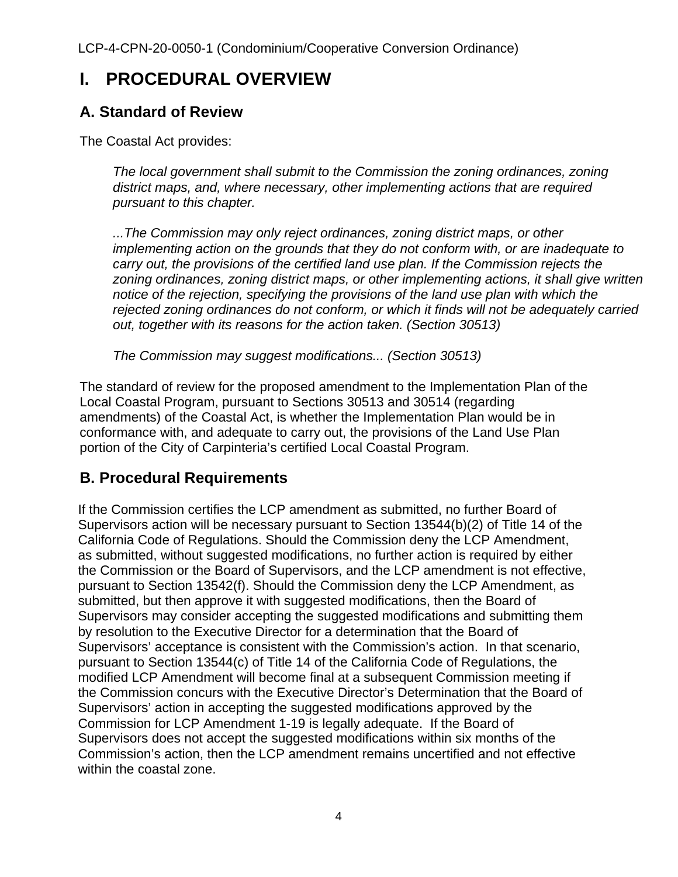# I. PROCEDURAL OVERVIEW

## A. Standard of Review

The Coastal Act provides:

> *The local government shall submit to the Commission the zoning ordinances, zoning district maps, and, where necessary, other implementing actions that are required pursuant to this chapter.*
>
> *...The Commission may only reject ordinances, zoning district maps, or other implementing action on the grounds that they do not conform with, or are inadequate to carry out, the provisions of the certified land use plan. If the Commission rejects the zoning ordinances, zoning district maps, or other implementing actions, it shall give written notice of the rejection, specifying the provisions of the land use plan with which the rejected zoning ordinances do not conform, or which it finds will not be adequately carried out, together with its reasons for the action taken. (Section 30513)*
>
> *The Commission may suggest modifications... (Section 30513)*

The standard of review for the proposed amendment to the Implementation Plan of the Local Coastal Program, pursuant to Sections 30513 and 30514 (regarding amendments) of the Coastal Act, is whether the Implementation Plan would be in conformance with, and adequate to carry out, the provisions of the Land Use Plan portion of the City of Carpinteria's certified Local Coastal Program.

## B. Procedural Requirements

If the Commission certifies the LCP amendment as submitted, no further Board of Supervisors action will be necessary pursuant to Section 13544(b)(2) of Title 14 of the California Code of Regulations. Should the Commission deny the LCP Amendment, as submitted, without suggested modifications, no further action is required by either the Commission or the Board of Supervisors, and the LCP amendment is not effective, pursuant to Section 13542(f). Should the Commission deny the LCP Amendment, as submitted, but then approve it with suggested modifications, then the Board of Supervisors may consider accepting the suggested modifications and submitting them by resolution to the Executive Director for a determination that the Board of Supervisors' acceptance is consistent with the Commission's action. In that scenario, pursuant to Section 13544(c) of Title 14 of the California Code of Regulations, the modified LCP Amendment will become final at a subsequent Commission meeting if the Commission concurs with the Executive Director's Determination that the Board of Supervisors' action in accepting the suggested modifications approved by the Commission for LCP Amendment 1-19 is legally adequate. If the Board of Supervisors does not accept the suggested modifications within six months of the Commission's action, then the LCP amendment remains uncertified and not effective within the coastal zone.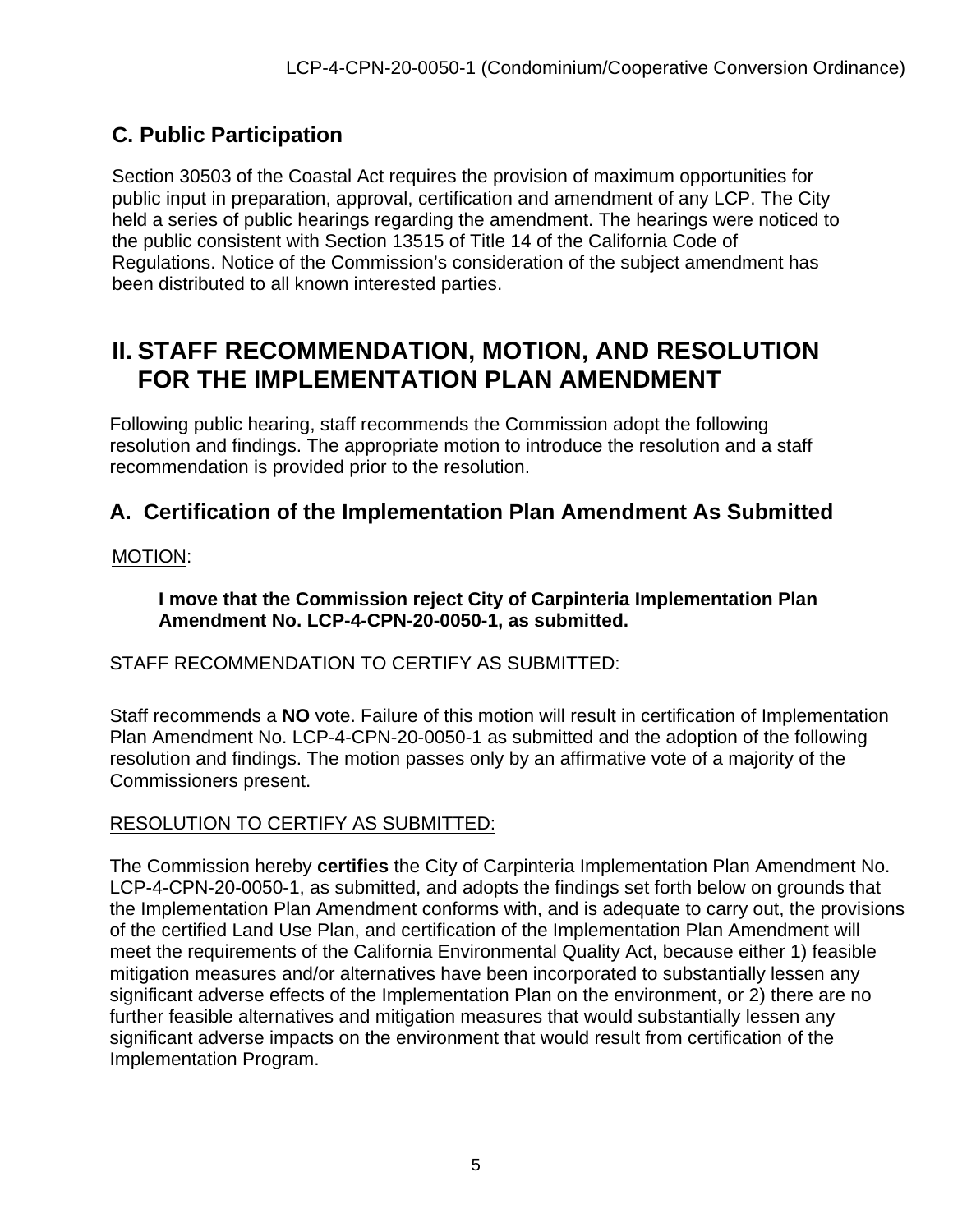## C. Public Participation

Section 30503 of the Coastal Act requires the provision of maximum opportunities for public input in preparation, approval, certification and amendment of any LCP. The City held a series of public hearings regarding the amendment. The hearings were noticed to the public consistent with Section 13515 of Title 14 of the California Code of Regulations. Notice of the Commission's consideration of the subject amendment has been distributed to all known interested parties.

# II. STAFF RECOMMENDATION, MOTION, AND RESOLUTION FOR THE IMPLEMENTATION PLAN AMENDMENT

Following public hearing, staff recommends the Commission adopt the following resolution and findings. The appropriate motion to introduce the resolution and a staff recommendation is provided prior to the resolution.

## A. Certification of the Implementation Plan Amendment As Submitted

MOTION:

> **I move that the Commission reject City of Carpinteria Implementation Plan Amendment No. LCP-4-CPN-20-0050-1, as submitted.**

STAFF RECOMMENDATION TO CERTIFY AS SUBMITTED:

Staff recommends a **NO** vote. Failure of this motion will result in certification of Implementation Plan Amendment No. LCP-4-CPN-20-0050-1 as submitted and the adoption of the following resolution and findings. The motion passes only by an affirmative vote of a majority of the Commissioners present.

RESOLUTION TO CERTIFY AS SUBMITTED:

The Commission hereby **certifies** the City of Carpinteria Implementation Plan Amendment No. LCP-4-CPN-20-0050-1, as submitted, and adopts the findings set forth below on grounds that the Implementation Plan Amendment conforms with, and is adequate to carry out, the provisions of the certified Land Use Plan, and certification of the Implementation Plan Amendment will meet the requirements of the California Environmental Quality Act, because either 1) feasible mitigation measures and/or alternatives have been incorporated to substantially lessen any significant adverse effects of the Implementation Plan on the environment, or 2) there are no further feasible alternatives and mitigation measures that would substantially lessen any significant adverse impacts on the environment that would result from certification of the Implementation Program.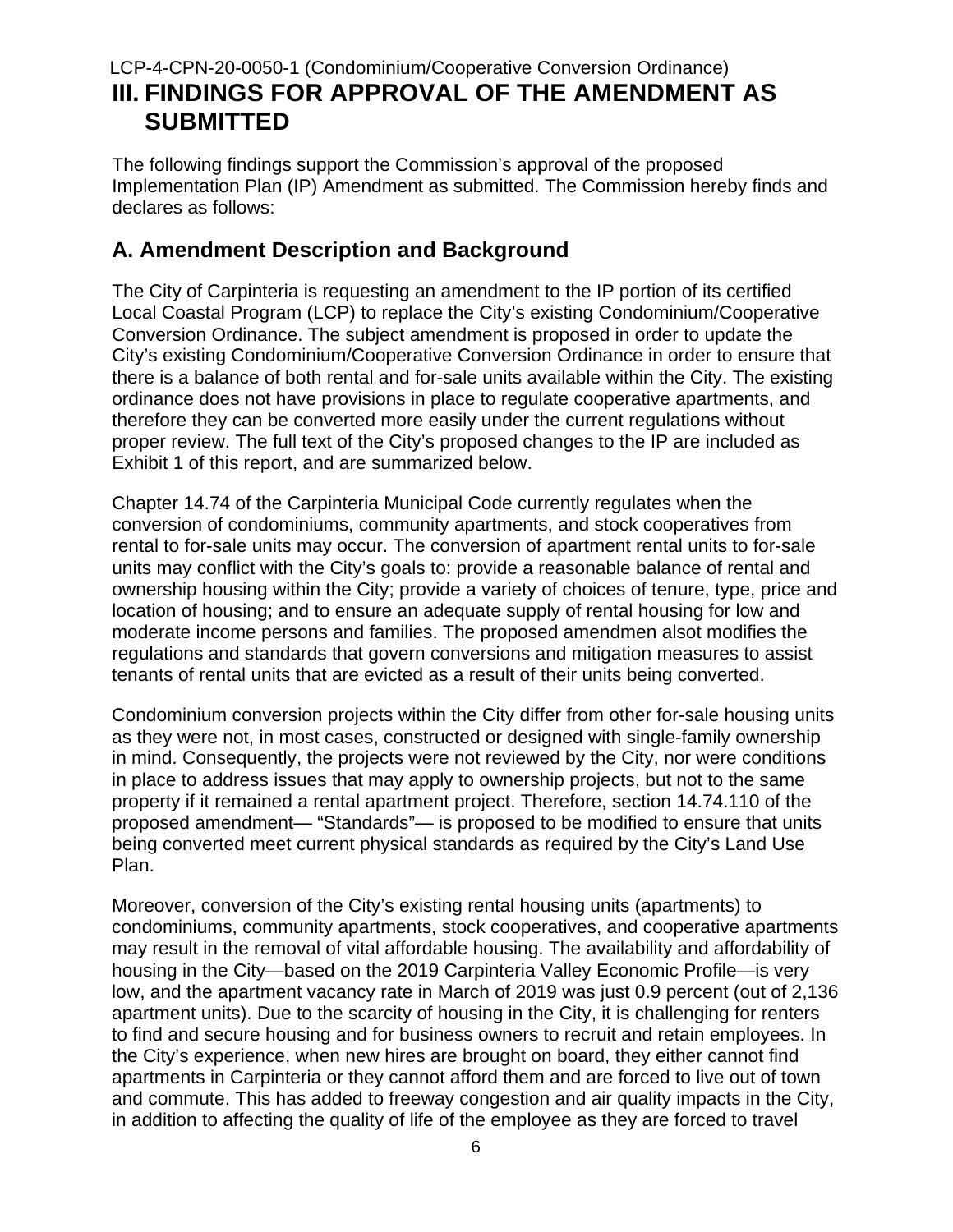# III. FINDINGS FOR APPROVAL OF THE AMENDMENT AS SUBMITTED

The following findings support the Commission's approval of the proposed Implementation Plan (IP) Amendment as submitted. The Commission hereby finds and declares as follows:

## A. Amendment Description and Background

The City of Carpinteria is requesting an amendment to the IP portion of its certified Local Coastal Program (LCP) to replace the City's existing Condominium/Cooperative Conversion Ordinance. The subject amendment is proposed in order to update the City's existing Condominium/Cooperative Conversion Ordinance in order to ensure that there is a balance of both rental and for-sale units available within the City. The existing ordinance does not have provisions in place to regulate cooperative apartments, and therefore they can be converted more easily under the current regulations without proper review. The full text of the City's proposed changes to the IP are included as Exhibit 1 of this report, and are summarized below.

Chapter 14.74 of the Carpinteria Municipal Code currently regulates when the conversion of condominiums, community apartments, and stock cooperatives from rental to for-sale units may occur. The conversion of apartment rental units to for-sale units may conflict with the City's goals to: provide a reasonable balance of rental and ownership housing within the City; provide a variety of choices of tenure, type, price and location of housing; and to ensure an adequate supply of rental housing for low and moderate income persons and families. The proposed amendmen alsot modifies the regulations and standards that govern conversions and mitigation measures to assist tenants of rental units that are evicted as a result of their units being converted.

Condominium conversion projects within the City differ from other for-sale housing units as they were not, in most cases, constructed or designed with single-family ownership in mind. Consequently, the projects were not reviewed by the City, nor were conditions in place to address issues that may apply to ownership projects, but not to the same property if it remained a rental apartment project. Therefore, section 14.74.110 of the proposed amendment— "Standards"— is proposed to be modified to ensure that units being converted meet current physical standards as required by the City's Land Use Plan.

Moreover, conversion of the City's existing rental housing units (apartments) to condominiums, community apartments, stock cooperatives, and cooperative apartments may result in the removal of vital affordable housing. The availability and affordability of housing in the City—based on the 2019 Carpinteria Valley Economic Profile—is very low, and the apartment vacancy rate in March of 2019 was just 0.9 percent (out of 2,136 apartment units). Due to the scarcity of housing in the City, it is challenging for renters to find and secure housing and for business owners to recruit and retain employees. In the City's experience, when new hires are brought on board, they either cannot find apartments in Carpinteria or they cannot afford them and are forced to live out of town and commute. This has added to freeway congestion and air quality impacts in the City, in addition to affecting the quality of life of the employee as they are forced to travel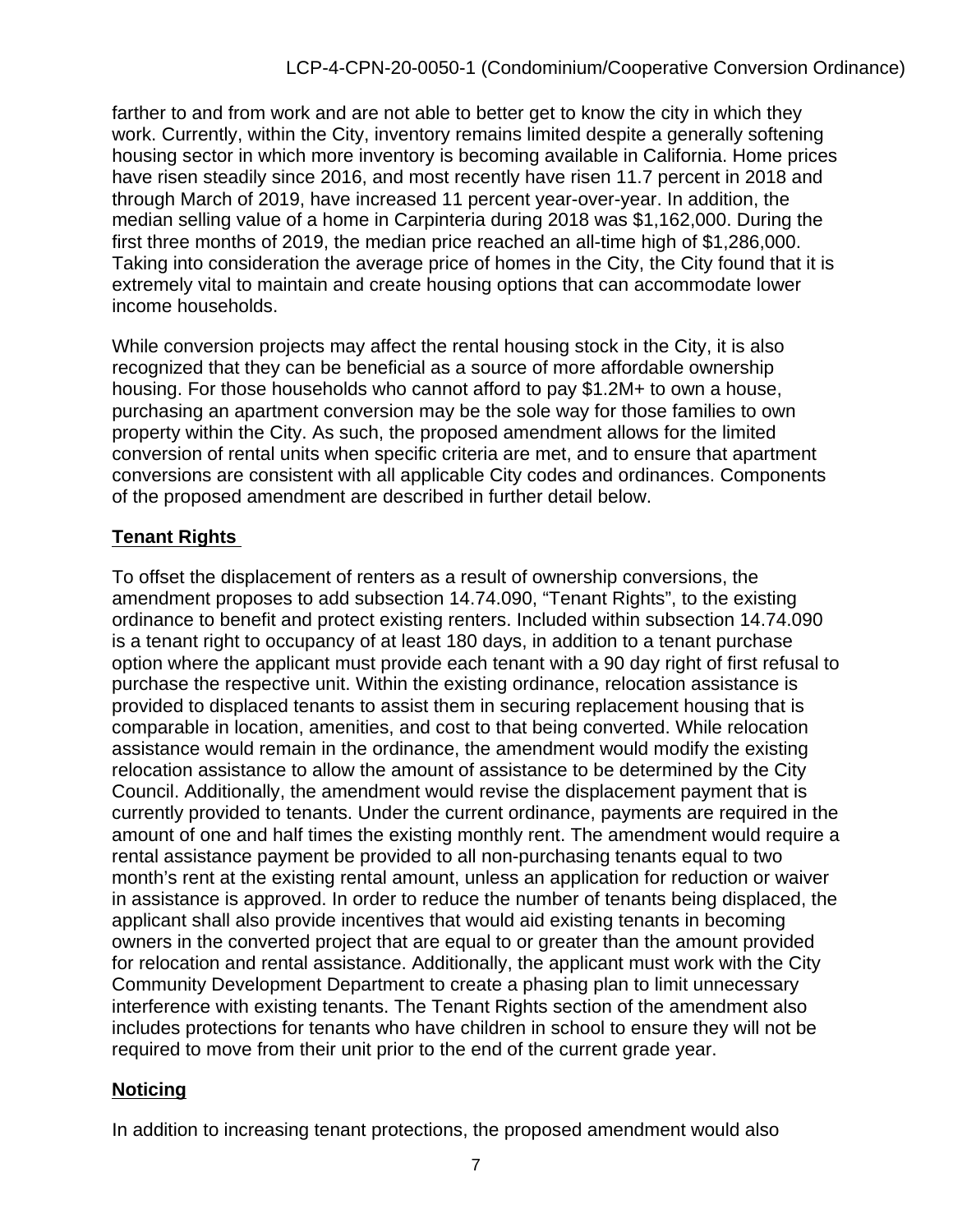farther to and from work and are not able to better get to know the city in which they work. Currently, within the City, inventory remains limited despite a generally softening housing sector in which more inventory is becoming available in California. Home prices have risen steadily since 2016, and most recently have risen 11.7 percent in 2018 and through March of 2019, have increased 11 percent year-over-year. In addition, the median selling value of a home in Carpinteria during 2018 was $1,162,000. During the first three months of 2019, the median price reached an all-time high of $1,286,000. Taking into consideration the average price of homes in the City, the City found that it is extremely vital to maintain and create housing options that can accommodate lower income households.

While conversion projects may affect the rental housing stock in the City, it is also recognized that they can be beneficial as a source of more affordable ownership housing. For those households who cannot afford to pay $1.2M+ to own a house, purchasing an apartment conversion may be the sole way for those families to own property within the City. As such, the proposed amendment allows for the limited conversion of rental units when specific criteria are met, and to ensure that apartment conversions are consistent with all applicable City codes and ordinances. Components of the proposed amendment are described in further detail below.

**Tenant Rights**

To offset the displacement of renters as a result of ownership conversions, the amendment proposes to add subsection 14.74.090, "Tenant Rights", to the existing ordinance to benefit and protect existing renters. Included within subsection 14.74.090 is a tenant right to occupancy of at least 180 days, in addition to a tenant purchase option where the applicant must provide each tenant with a 90 day right of first refusal to purchase the respective unit. Within the existing ordinance, relocation assistance is provided to displaced tenants to assist them in securing replacement housing that is comparable in location, amenities, and cost to that being converted. While relocation assistance would remain in the ordinance, the amendment would modify the existing relocation assistance to allow the amount of assistance to be determined by the City Council. Additionally, the amendment would revise the displacement payment that is currently provided to tenants. Under the current ordinance, payments are required in the amount of one and half times the existing monthly rent. The amendment would require a rental assistance payment be provided to all non-purchasing tenants equal to two month's rent at the existing rental amount, unless an application for reduction or waiver in assistance is approved. In order to reduce the number of tenants being displaced, the applicant shall also provide incentives that would aid existing tenants in becoming owners in the converted project that are equal to or greater than the amount provided for relocation and rental assistance. Additionally, the applicant must work with the City Community Development Department to create a phasing plan to limit unnecessary interference with existing tenants. The Tenant Rights section of the amendment also includes protections for tenants who have children in school to ensure they will not be required to move from their unit prior to the end of the current grade year.

**Noticing**

In addition to increasing tenant protections, the proposed amendment would also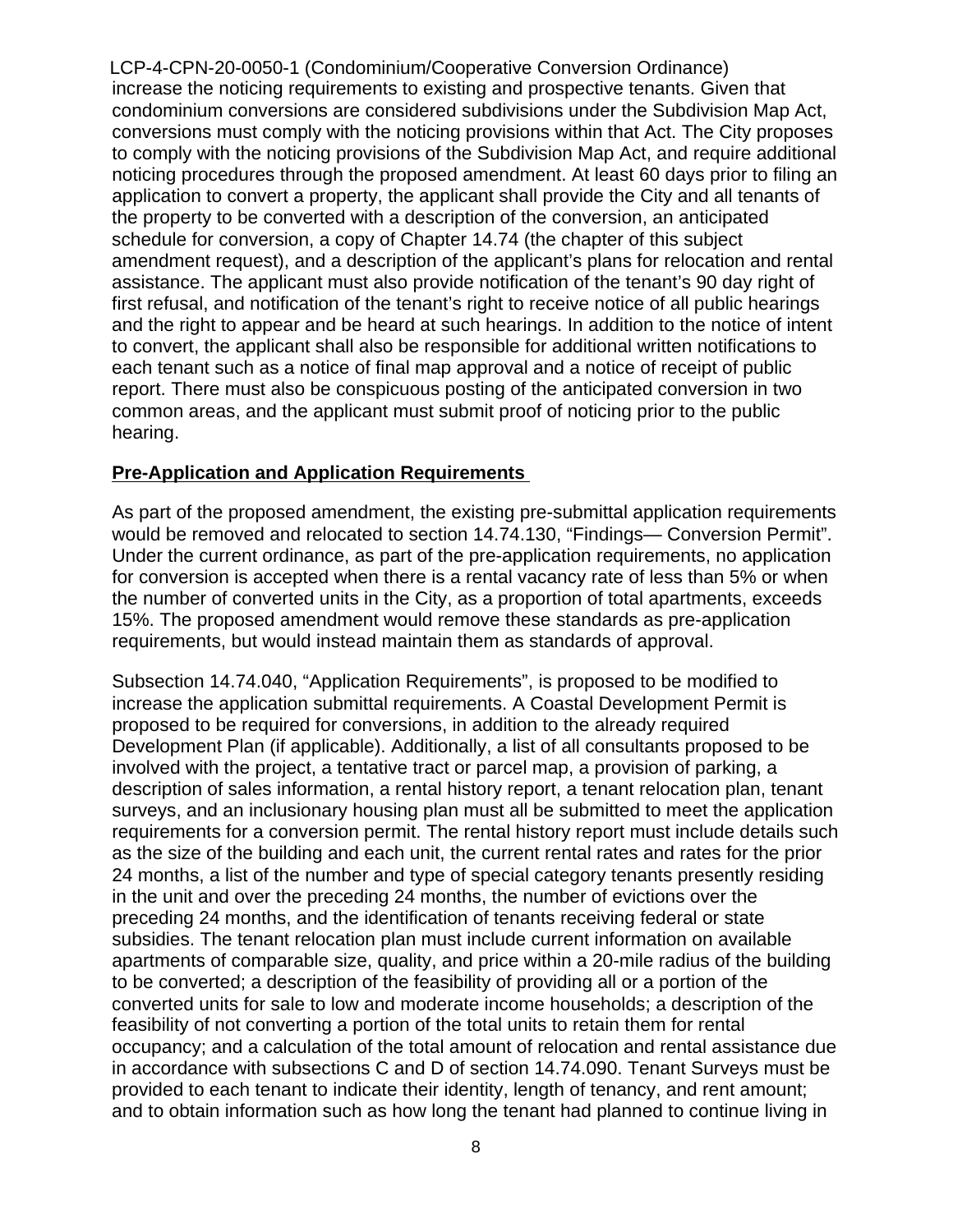increase the noticing requirements to existing and prospective tenants. Given that condominium conversions are considered subdivisions under the Subdivision Map Act, conversions must comply with the noticing provisions within that Act. The City proposes to comply with the noticing provisions of the Subdivision Map Act, and require additional noticing procedures through the proposed amendment. At least 60 days prior to filing an application to convert a property, the applicant shall provide the City and all tenants of the property to be converted with a description of the conversion, an anticipated schedule for conversion, a copy of Chapter 14.74 (the chapter of this subject amendment request), and a description of the applicant's plans for relocation and rental assistance. The applicant must also provide notification of the tenant's 90 day right of first refusal, and notification of the tenant's right to receive notice of all public hearings and the right to appear and be heard at such hearings. In addition to the notice of intent to convert, the applicant shall also be responsible for additional written notifications to each tenant such as a notice of final map approval and a notice of receipt of public report. There must also be conspicuous posting of the anticipated conversion in two common areas, and the applicant must submit proof of noticing prior to the public hearing.

**Pre-Application and Application Requirements**

As part of the proposed amendment, the existing pre-submittal application requirements would be removed and relocated to section 14.74.130, "Findings— Conversion Permit". Under the current ordinance, as part of the pre-application requirements, no application for conversion is accepted when there is a rental vacancy rate of less than 5% or when the number of converted units in the City, as a proportion of total apartments, exceeds 15%. The proposed amendment would remove these standards as pre-application requirements, but would instead maintain them as standards of approval.

Subsection 14.74.040, "Application Requirements", is proposed to be modified to increase the application submittal requirements. A Coastal Development Permit is proposed to be required for conversions, in addition to the already required Development Plan (if applicable). Additionally, a list of all consultants proposed to be involved with the project, a tentative tract or parcel map, a provision of parking, a description of sales information, a rental history report, a tenant relocation plan, tenant surveys, and an inclusionary housing plan must all be submitted to meet the application requirements for a conversion permit. The rental history report must include details such as the size of the building and each unit, the current rental rates and rates for the prior 24 months, a list of the number and type of special category tenants presently residing in the unit and over the preceding 24 months, the number of evictions over the preceding 24 months, and the identification of tenants receiving federal or state subsidies. The tenant relocation plan must include current information on available apartments of comparable size, quality, and price within a 20-mile radius of the building to be converted; a description of the feasibility of providing all or a portion of the converted units for sale to low and moderate income households; a description of the feasibility of not converting a portion of the total units to retain them for rental occupancy; and a calculation of the total amount of relocation and rental assistance due in accordance with subsections C and D of section 14.74.090. Tenant Surveys must be provided to each tenant to indicate their identity, length of tenancy, and rent amount; and to obtain information such as how long the tenant had planned to continue living in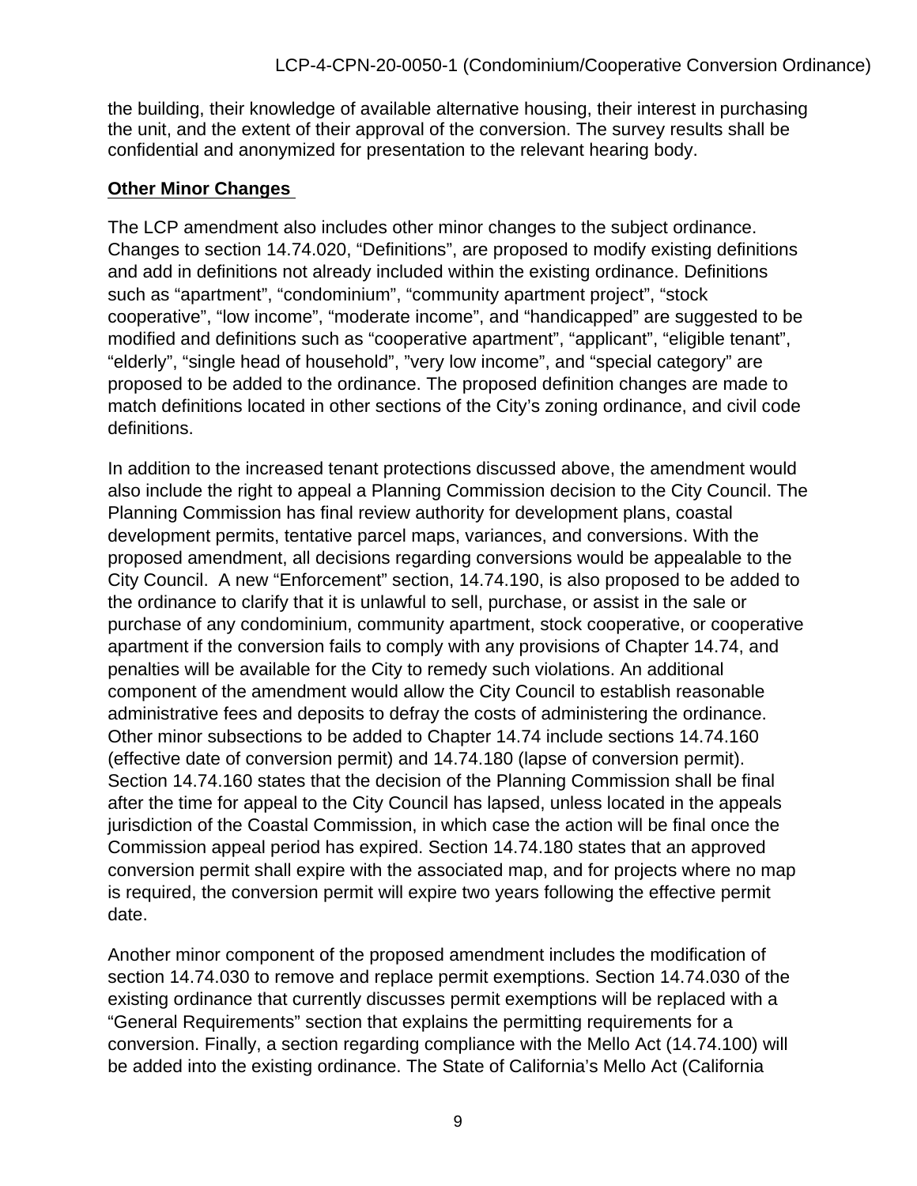the building, their knowledge of available alternative housing, their interest in purchasing the unit, and the extent of their approval of the conversion. The survey results shall be confidential and anonymized for presentation to the relevant hearing body.

**Other Minor Changes**

The LCP amendment also includes other minor changes to the subject ordinance. Changes to section 14.74.020, "Definitions", are proposed to modify existing definitions and add in definitions not already included within the existing ordinance. Definitions such as "apartment", "condominium", "community apartment project", "stock cooperative", "low income", "moderate income", and "handicapped" are suggested to be modified and definitions such as "cooperative apartment", "applicant", "eligible tenant", "elderly", "single head of household", "very low income", and "special category" are proposed to be added to the ordinance. The proposed definition changes are made to match definitions located in other sections of the City's zoning ordinance, and civil code definitions.

In addition to the increased tenant protections discussed above, the amendment would also include the right to appeal a Planning Commission decision to the City Council. The Planning Commission has final review authority for development plans, coastal development permits, tentative parcel maps, variances, and conversions. With the proposed amendment, all decisions regarding conversions would be appealable to the City Council. A new "Enforcement" section, 14.74.190, is also proposed to be added to the ordinance to clarify that it is unlawful to sell, purchase, or assist in the sale or purchase of any condominium, community apartment, stock cooperative, or cooperative apartment if the conversion fails to comply with any provisions of Chapter 14.74, and penalties will be available for the City to remedy such violations. An additional component of the amendment would allow the City Council to establish reasonable administrative fees and deposits to defray the costs of administering the ordinance. Other minor subsections to be added to Chapter 14.74 include sections 14.74.160 (effective date of conversion permit) and 14.74.180 (lapse of conversion permit). Section 14.74.160 states that the decision of the Planning Commission shall be final after the time for appeal to the City Council has lapsed, unless located in the appeals jurisdiction of the Coastal Commission, in which case the action will be final once the Commission appeal period has expired. Section 14.74.180 states that an approved conversion permit shall expire with the associated map, and for projects where no map is required, the conversion permit will expire two years following the effective permit date.

Another minor component of the proposed amendment includes the modification of section 14.74.030 to remove and replace permit exemptions. Section 14.74.030 of the existing ordinance that currently discusses permit exemptions will be replaced with a "General Requirements" section that explains the permitting requirements for a conversion. Finally, a section regarding compliance with the Mello Act (14.74.100) will be added into the existing ordinance. The State of California's Mello Act (California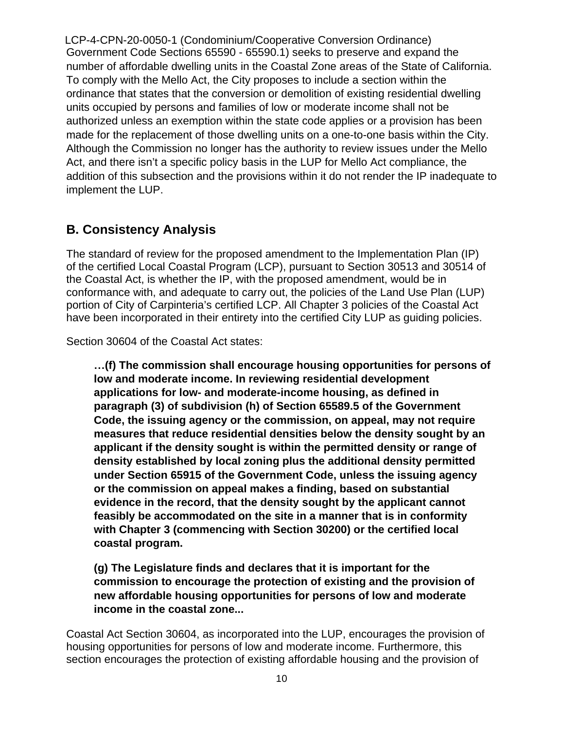Government Code Sections 65590 - 65590.1) seeks to preserve and expand the number of affordable dwelling units in the Coastal Zone areas of the State of California. To comply with the Mello Act, the City proposes to include a section within the ordinance that states that the conversion or demolition of existing residential dwelling units occupied by persons and families of low or moderate income shall not be authorized unless an exemption within the state code applies or a provision has been made for the replacement of those dwelling units on a one-to-one basis within the City. Although the Commission no longer has the authority to review issues under the Mello Act, and there isn't a specific policy basis in the LUP for Mello Act compliance, the addition of this subsection and the provisions within it do not render the IP inadequate to implement the LUP.

## B. Consistency Analysis

The standard of review for the proposed amendment to the Implementation Plan (IP) of the certified Local Coastal Program (LCP), pursuant to Section 30513 and 30514 of the Coastal Act, is whether the IP, with the proposed amendment, would be in conformance with, and adequate to carry out, the policies of the Land Use Plan (LUP) portion of City of Carpinteria's certified LCP. All Chapter 3 policies of the Coastal Act have been incorporated in their entirety into the certified City LUP as guiding policies.

Section 30604 of the Coastal Act states:

> **…(f) The commission shall encourage housing opportunities for persons of low and moderate income. In reviewing residential development applications for low- and moderate-income housing, as defined in paragraph (3) of subdivision (h) of Section 65589.5 of the Government Code, the issuing agency or the commission, on appeal, may not require measures that reduce residential densities below the density sought by an applicant if the density sought is within the permitted density or range of density established by local zoning plus the additional density permitted under Section 65915 of the Government Code, unless the issuing agency or the commission on appeal makes a finding, based on substantial evidence in the record, that the density sought by the applicant cannot feasibly be accommodated on the site in a manner that is in conformity with Chapter 3 (commencing with Section 30200) or the certified local coastal program.**
>
> **(g) The Legislature finds and declares that it is important for the commission to encourage the protection of existing and the provision of new affordable housing opportunities for persons of low and moderate income in the coastal zone...**

Coastal Act Section 30604, as incorporated into the LUP, encourages the provision of housing opportunities for persons of low and moderate income. Furthermore, this section encourages the protection of existing affordable housing and the provision of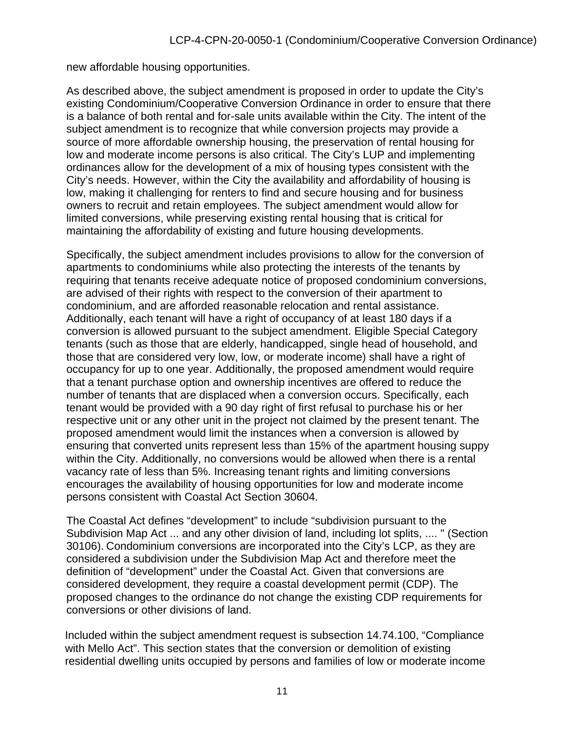new affordable housing opportunities.

As described above, the subject amendment is proposed in order to update the City's existing Condominium/Cooperative Conversion Ordinance in order to ensure that there is a balance of both rental and for-sale units available within the City. The intent of the subject amendment is to recognize that while conversion projects may provide a source of more affordable ownership housing, the preservation of rental housing for low and moderate income persons is also critical. The City's LUP and implementing ordinances allow for the development of a mix of housing types consistent with the City's needs. However, within the City the availability and affordability of housing is low, making it challenging for renters to find and secure housing and for business owners to recruit and retain employees. The subject amendment would allow for limited conversions, while preserving existing rental housing that is critical for maintaining the affordability of existing and future housing developments.

Specifically, the subject amendment includes provisions to allow for the conversion of apartments to condominiums while also protecting the interests of the tenants by requiring that tenants receive adequate notice of proposed condominium conversions, are advised of their rights with respect to the conversion of their apartment to condominium, and are afforded reasonable relocation and rental assistance. Additionally, each tenant will have a right of occupancy of at least 180 days if a conversion is allowed pursuant to the subject amendment. Eligible Special Category tenants (such as those that are elderly, handicapped, single head of household, and those that are considered very low, low, or moderate income) shall have a right of occupancy for up to one year. Additionally, the proposed amendment would require that a tenant purchase option and ownership incentives are offered to reduce the number of tenants that are displaced when a conversion occurs. Specifically, each tenant would be provided with a 90 day right of first refusal to purchase his or her respective unit or any other unit in the project not claimed by the present tenant. The proposed amendment would limit the instances when a conversion is allowed by ensuring that converted units represent less than 15% of the apartment housing suppy within the City. Additionally, no conversions would be allowed when there is a rental vacancy rate of less than 5%. Increasing tenant rights and limiting conversions encourages the availability of housing opportunities for low and moderate income persons consistent with Coastal Act Section 30604.

The Coastal Act defines "development" to include "subdivision pursuant to the Subdivision Map Act ... and any other division of land, including lot splits, .... " (Section 30106). Condominium conversions are incorporated into the City's LCP, as they are considered a subdivision under the Subdivision Map Act and therefore meet the definition of "development" under the Coastal Act. Given that conversions are considered development, they require a coastal development permit (CDP). The proposed changes to the ordinance do not change the existing CDP requirements for conversions or other divisions of land.

Included within the subject amendment request is subsection 14.74.100, "Compliance with Mello Act". This section states that the conversion or demolition of existing residential dwelling units occupied by persons and families of low or moderate income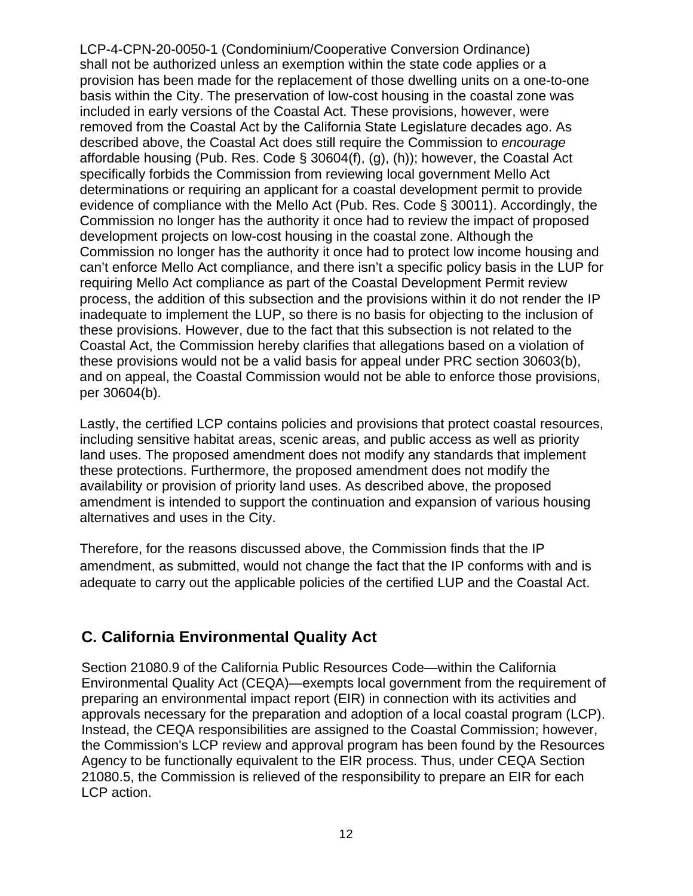shall not be authorized unless an exemption within the state code applies or a provision has been made for the replacement of those dwelling units on a one-to-one basis within the City. The preservation of low-cost housing in the coastal zone was included in early versions of the Coastal Act. These provisions, however, were removed from the Coastal Act by the California State Legislature decades ago. As described above, the Coastal Act does still require the Commission to *encourage* affordable housing (Pub. Res. Code § 30604(f), (g), (h)); however, the Coastal Act specifically forbids the Commission from reviewing local government Mello Act determinations or requiring an applicant for a coastal development permit to provide evidence of compliance with the Mello Act (Pub. Res. Code § 30011). Accordingly, the Commission no longer has the authority it once had to review the impact of proposed development projects on low-cost housing in the coastal zone. Although the Commission no longer has the authority it once had to protect low income housing and can't enforce Mello Act compliance, and there isn't a specific policy basis in the LUP for requiring Mello Act compliance as part of the Coastal Development Permit review process, the addition of this subsection and the provisions within it do not render the IP inadequate to implement the LUP, so there is no basis for objecting to the inclusion of these provisions. However, due to the fact that this subsection is not related to the Coastal Act, the Commission hereby clarifies that allegations based on a violation of these provisions would not be a valid basis for appeal under PRC section 30603(b), and on appeal, the Coastal Commission would not be able to enforce those provisions, per 30604(b).

Lastly, the certified LCP contains policies and provisions that protect coastal resources, including sensitive habitat areas, scenic areas, and public access as well as priority land uses. The proposed amendment does not modify any standards that implement these protections. Furthermore, the proposed amendment does not modify the availability or provision of priority land uses. As described above, the proposed amendment is intended to support the continuation and expansion of various housing alternatives and uses in the City.

Therefore, for the reasons discussed above, the Commission finds that the IP amendment, as submitted, would not change the fact that the IP conforms with and is adequate to carry out the applicable policies of the certified LUP and the Coastal Act.

## C. California Environmental Quality Act

Section 21080.9 of the California Public Resources Code—within the California Environmental Quality Act (CEQA)—exempts local government from the requirement of preparing an environmental impact report (EIR) in connection with its activities and approvals necessary for the preparation and adoption of a local coastal program (LCP). Instead, the CEQA responsibilities are assigned to the Coastal Commission; however, the Commission's LCP review and approval program has been found by the Resources Agency to be functionally equivalent to the EIR process. Thus, under CEQA Section 21080.5, the Commission is relieved of the responsibility to prepare an EIR for each LCP action.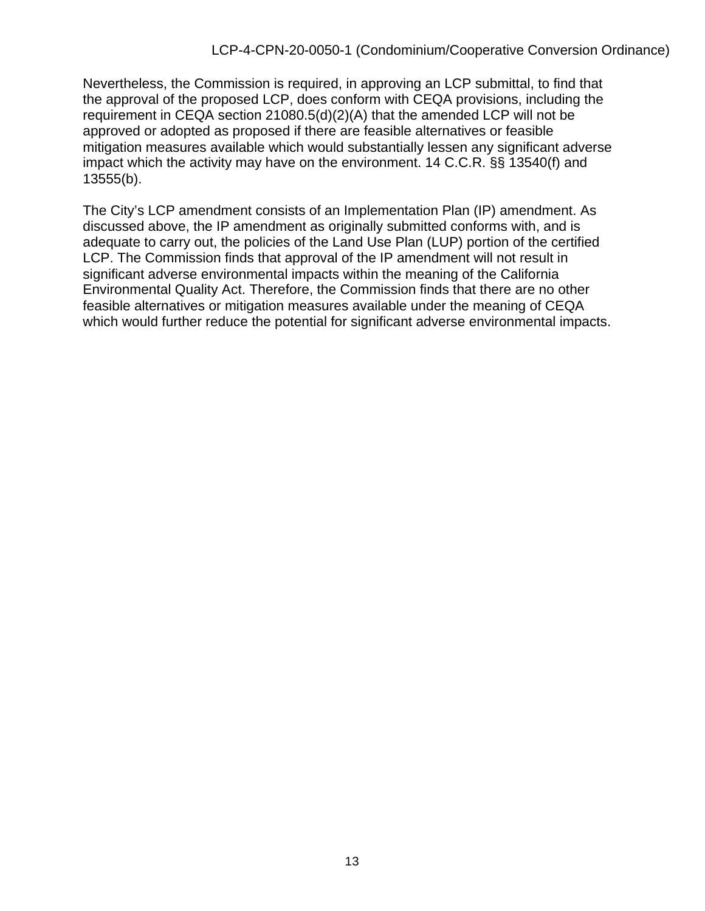Nevertheless, the Commission is required, in approving an LCP submittal, to find that the approval of the proposed LCP, does conform with CEQA provisions, including the requirement in CEQA section 21080.5(d)(2)(A) that the amended LCP will not be approved or adopted as proposed if there are feasible alternatives or feasible mitigation measures available which would substantially lessen any significant adverse impact which the activity may have on the environment. 14 C.C.R. §§ 13540(f) and 13555(b).

The City's LCP amendment consists of an Implementation Plan (IP) amendment. As discussed above, the IP amendment as originally submitted conforms with, and is adequate to carry out, the policies of the Land Use Plan (LUP) portion of the certified LCP. The Commission finds that approval of the IP amendment will not result in significant adverse environmental impacts within the meaning of the California Environmental Quality Act. Therefore, the Commission finds that there are no other feasible alternatives or mitigation measures available under the meaning of CEQA which would further reduce the potential for significant adverse environmental impacts.